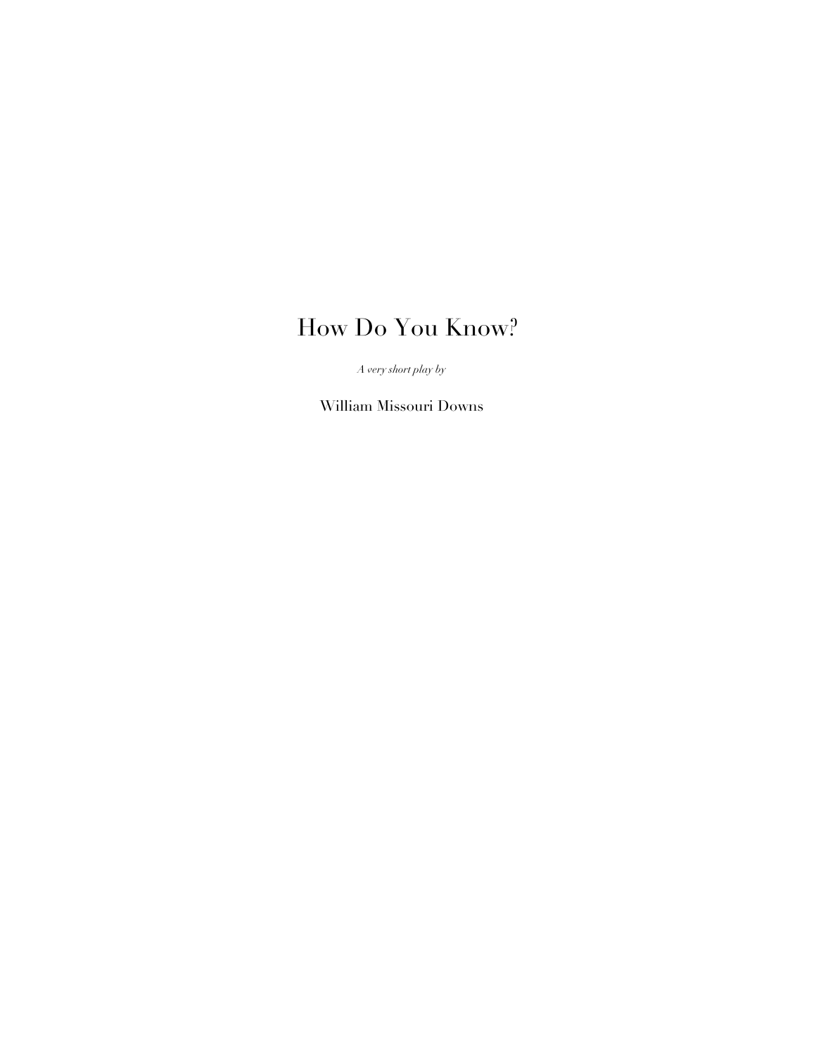# How Do You Know?

*A very short play by*

William Missouri Downs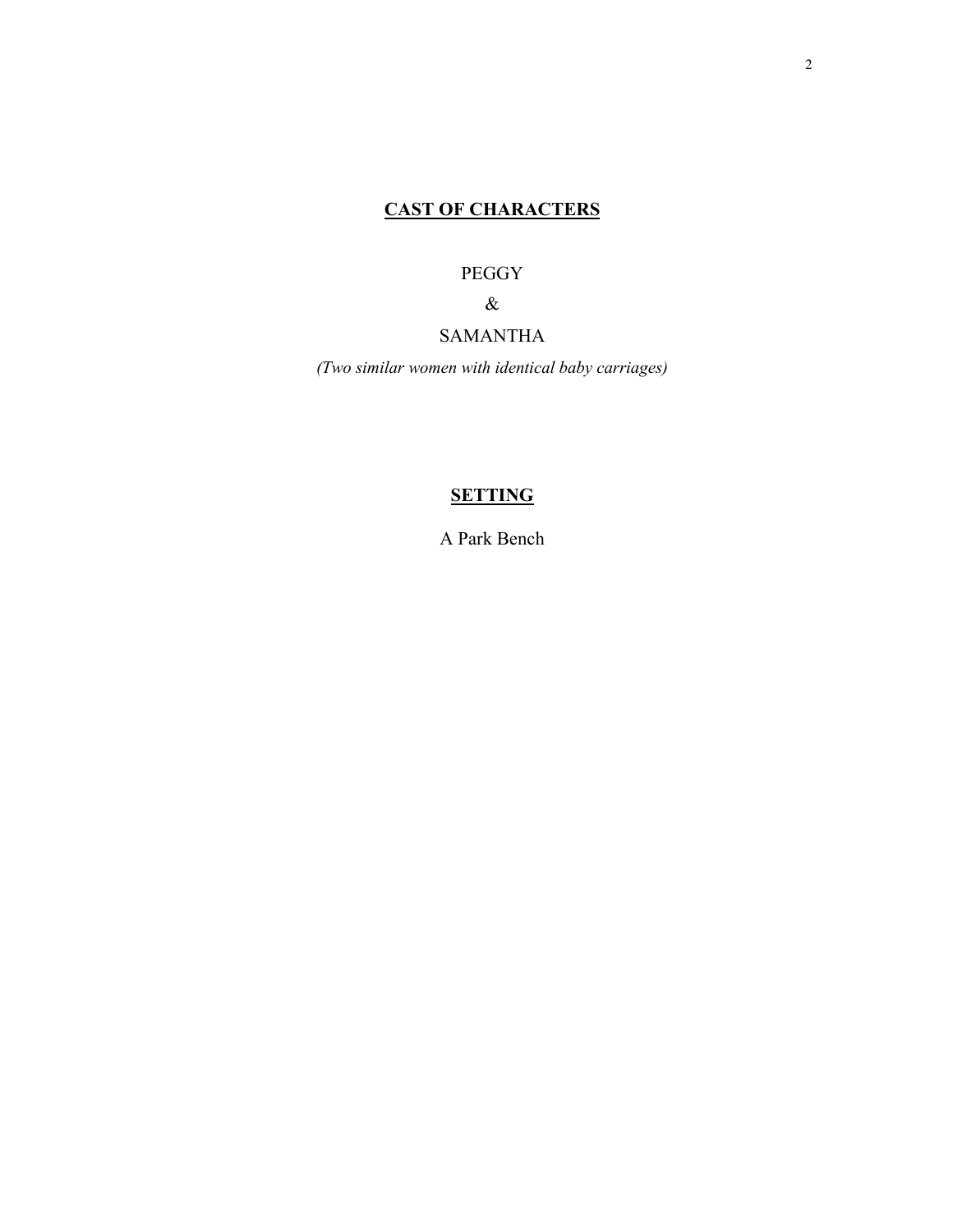## **CAST OF CHARACTERS**

PEGGY

&

SAMANTHA

*(Two similar women with identical baby carriages)*

## **SETTING**

A Park Bench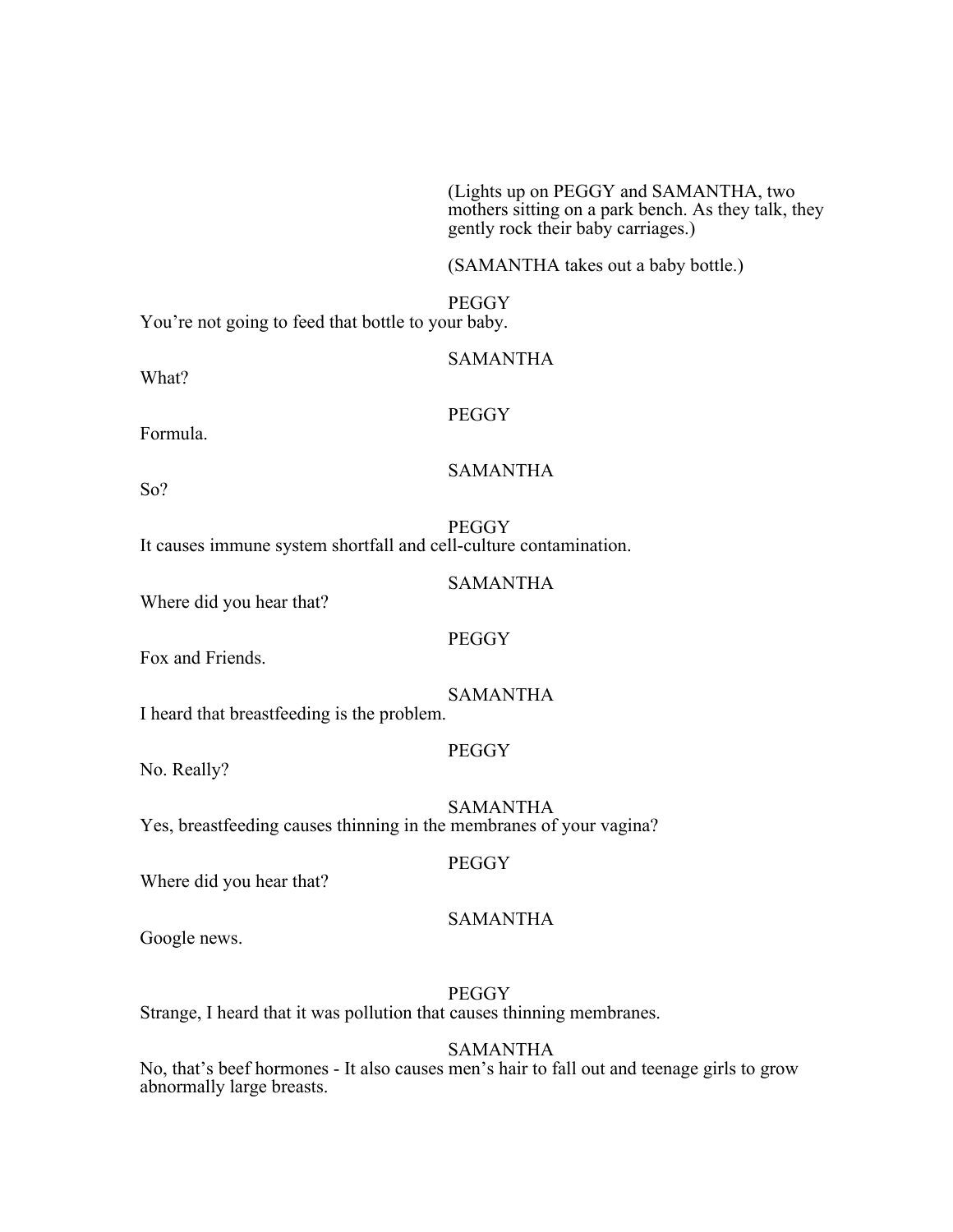(Lights up on PEGGY and SAMANTHA, two mothers sitting on a park bench. As they talk, they gently rock their baby carriages.)

(SAMANTHA takes out a baby bottle.)

PEGGY

You're not going to feed that bottle to your baby.

SAMANTHA

What?

PEGGY

Formula.

SAMANTHA

So?

PEGGY

It causes immune system shortfall and cell-culture contamination.

SAMANTHA

Where did you hear that?

PEGGY

Fox and Friends.

SAMANTHA

I heard that breastfeeding is the problem.

PEGGY

No. Really?

SAMANTHA

Yes, breastfeeding causes thinning in the membranes of your vagina?

PEGGY

Where did you hear that?

SAMANTHA

Google news.

PEGGY

Strange, I heard that it was pollution that causes thinning membranes.

SAMANTHA

No, that's beef hormones - It also causes men's hair to fall out and teenage girls to grow abnormally large breasts.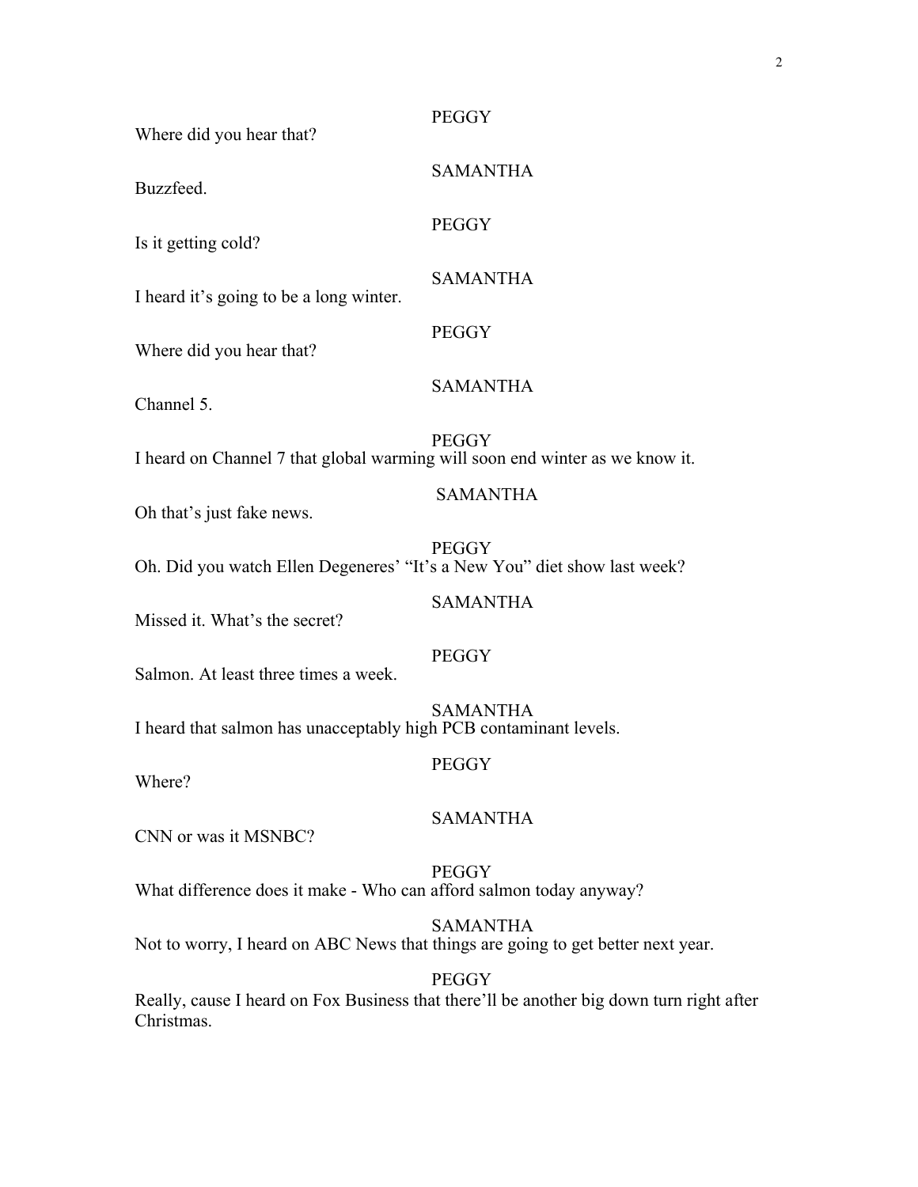PEGGY

Where did you hear that?

SAMANTHA

Buzzfeed.

PEGGY

Is it getting cold?

SAMANTHA

I heard it's going to be a long winter.

PEGGY

Where did you hear that?

SAMANTHA

Channel 5.

PEGGY

I heard on Channel 7 that global warming will soon end winter as we know it.

SAMANTHA

Oh that's just fake news.

PEGGY

Oh. Did you watch Ellen Degeneres' "It's a New You" diet show last week?

SAMANTHA

Missed it. What's the secret?

PEGGY

Salmon. At least three times a week.

SAMANTHA

I heard that salmon has unacceptably high PCB contaminant levels.

PEGGY

Where?

SAMANTHA

CNN or was it MSNBC?

PEGGY

What difference does it make - Who can afford salmon today anyway?

SAMANTHA

Not to worry, I heard on ABC News that things are going to get better next year.

PEGGY

Really, cause I heard on Fox Business that there'll be another big down turn right after Christmas.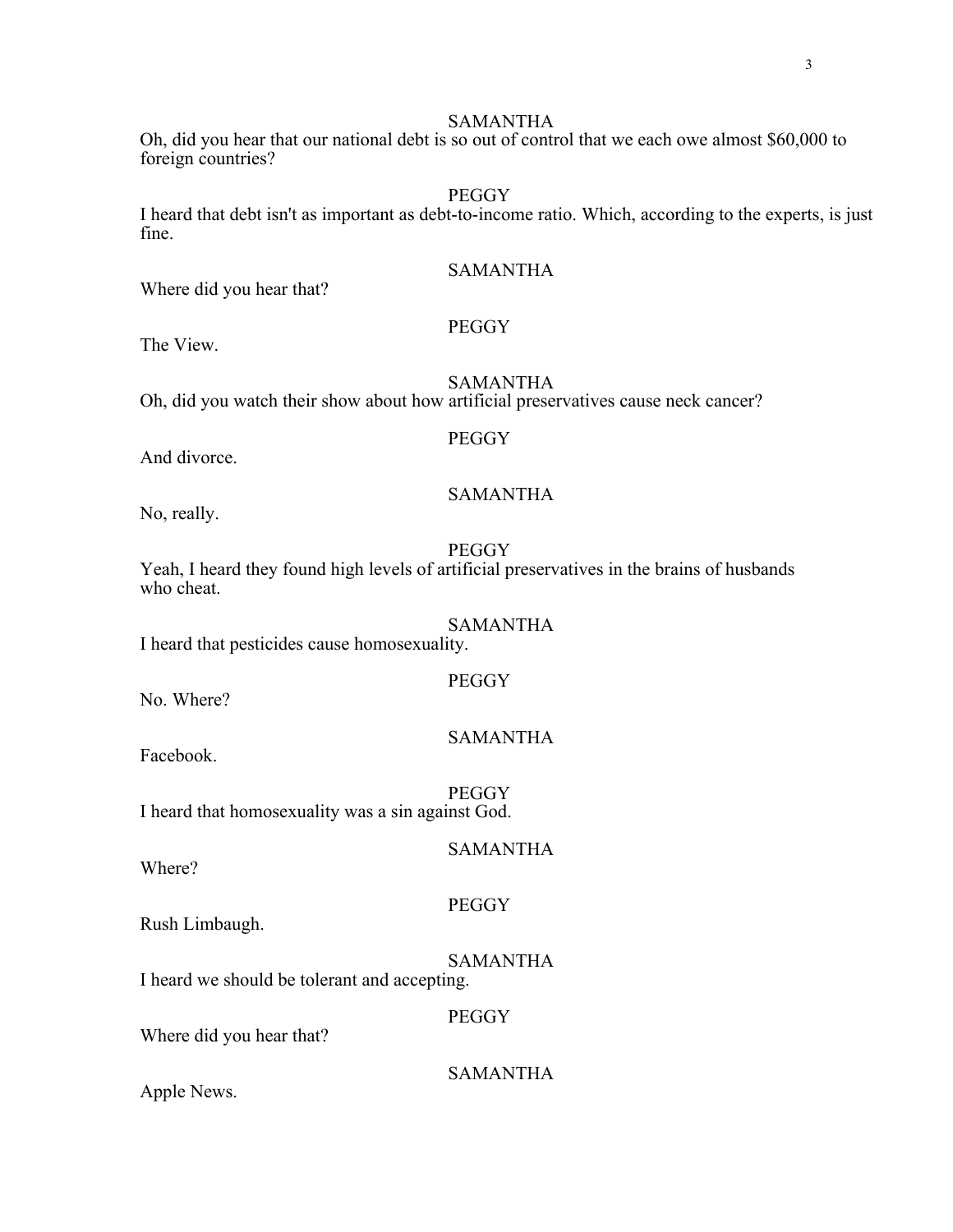SAMANTHA

Oh, did you hear that our national debt is so out of control that we each owe almost $60,000 to foreign countries?

PEGGY

I heard that debt isn't as important as debt-to-income ratio. Which, according to the experts, is just fine.

SAMANTHA

Where did you hear that?

PEGGY

The View.

SAMANTHA

Oh, did you watch their show about how artificial preservatives cause neck cancer?

PEGGY

And divorce.

SAMANTHA

No, really.

PEGGY

Yeah, I heard they found high levels of artificial preservatives in the brains of husbands who cheat.

SAMANTHA

I heard that pesticides cause homosexuality.

PEGGY

No. Where?

SAMANTHA

Facebook.

PEGGY

I heard that homosexuality was a sin against God.

SAMANTHA

Where?

PEGGY

Rush Limbaugh.

SAMANTHA

I heard we should be tolerant and accepting.

PEGGY

Where did you hear that?

SAMANTHA

Apple News.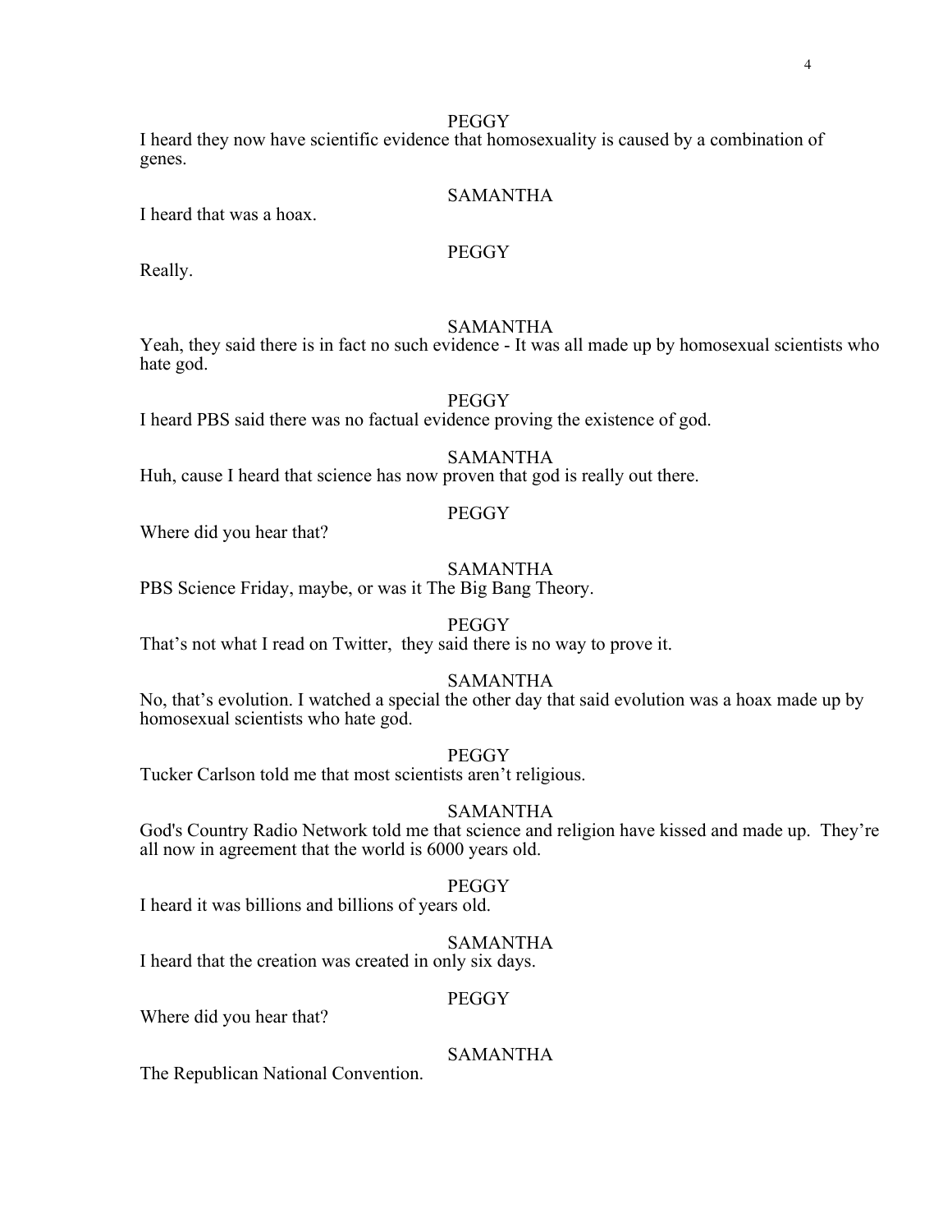PEGGY

I heard they now have scientific evidence that homosexuality is caused by a combination of genes.

SAMANTHA

I heard that was a hoax.

PEGGY

Really.

SAMANTHA

Yeah, they said there is in fact no such evidence - It was all made up by homosexual scientists who hate god.

PEGGY

I heard PBS said there was no factual evidence proving the existence of god.

SAMANTHA

Huh, cause I heard that science has now proven that god is really out there.

PEGGY

Where did you hear that?

SAMANTHA

PBS Science Friday, maybe, or was it The Big Bang Theory.

PEGGY

That's not what I read on Twitter, they said there is no way to prove it.

SAMANTHA

No, that's evolution. I watched a special the other day that said evolution was a hoax made up by homosexual scientists who hate god.

PEGGY

Tucker Carlson told me that most scientists aren't religious.

SAMANTHA

God's Country Radio Network told me that science and religion have kissed and made up. They're all now in agreement that the world is 6000 years old.

PEGGY

I heard it was billions and billions of years old.

SAMANTHA

I heard that the creation was created in only six days.

PEGGY

Where did you hear that?

SAMANTHA

The Republican National Convention.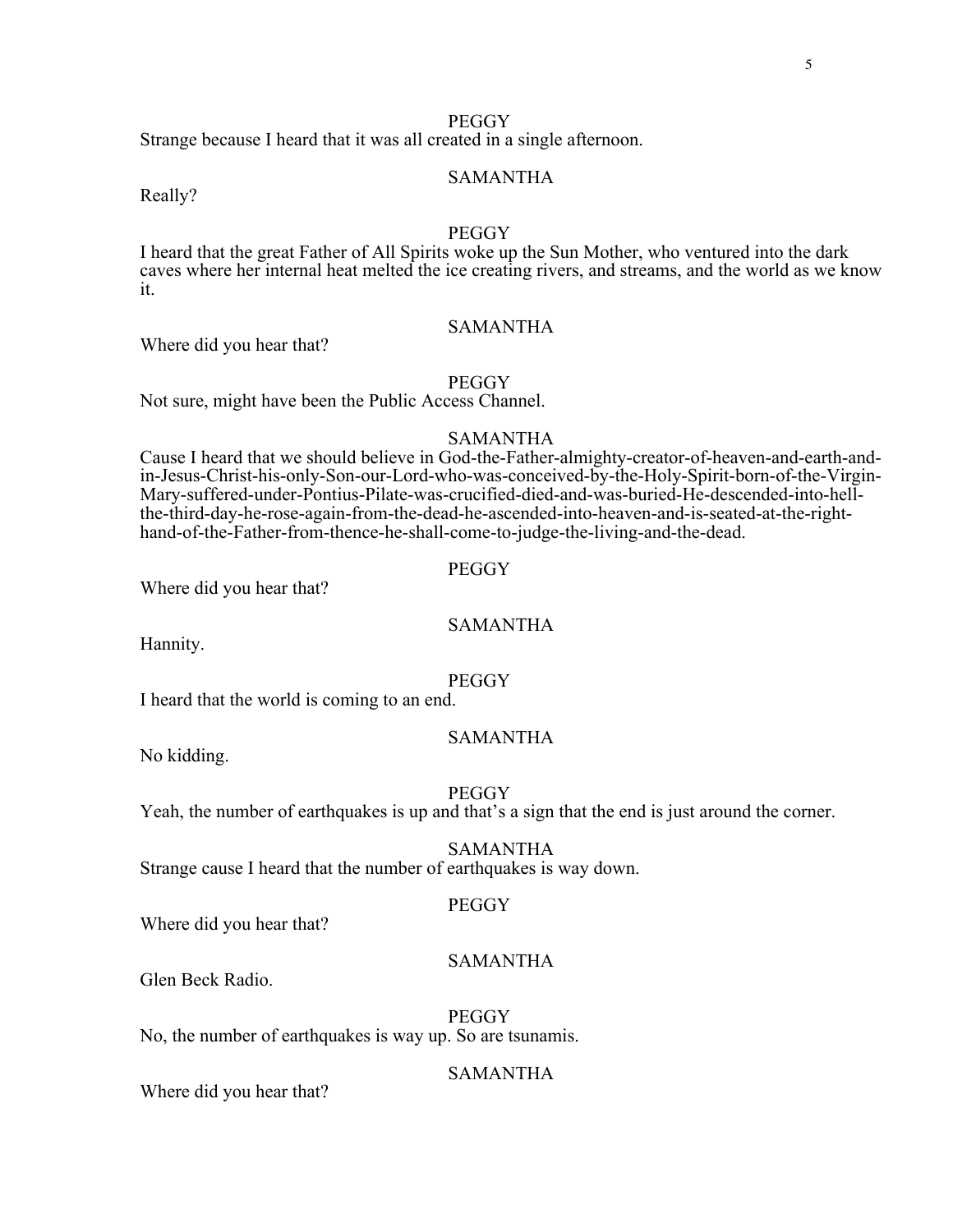PEGGY

Strange because I heard that it was all created in a single afternoon.

SAMANTHA

Really?

PEGGY

I heard that the great Father of All Spirits woke up the Sun Mother, who ventured into the dark caves where her internal heat melted the ice creating rivers, and streams, and the world as we know it.

SAMANTHA

Where did you hear that?

PEGGY

Not sure, might have been the Public Access Channel.

SAMANTHA

Cause I heard that we should believe in God-the-Father-almighty-creator-of-heaven-and-earth-and-in-Jesus-Christ-his-only-Son-our-Lord-who-was-conceived-by-the-Holy-Spirit-born-of-the-Virgin-Mary-suffered-under-Pontius-Pilate-was-crucified-died-and-was-buried-He-descended-into-hell-the-third-day-he-rose-again-from-the-dead-he-ascended-into-heaven-and-is-seated-at-the-right-hand-of-the-Father-from-thence-he-shall-come-to-judge-the-living-and-the-dead.

PEGGY

Where did you hear that?

SAMANTHA

Hannity.

PEGGY

I heard that the world is coming to an end.

SAMANTHA

No kidding.

PEGGY

Yeah, the number of earthquakes is up and that's a sign that the end is just around the corner.

SAMANTHA

Strange cause I heard that the number of earthquakes is way down.

PEGGY

Where did you hear that?

SAMANTHA

Glen Beck Radio.

PEGGY

No, the number of earthquakes is way up. So are tsunamis.

SAMANTHA

Where did you hear that?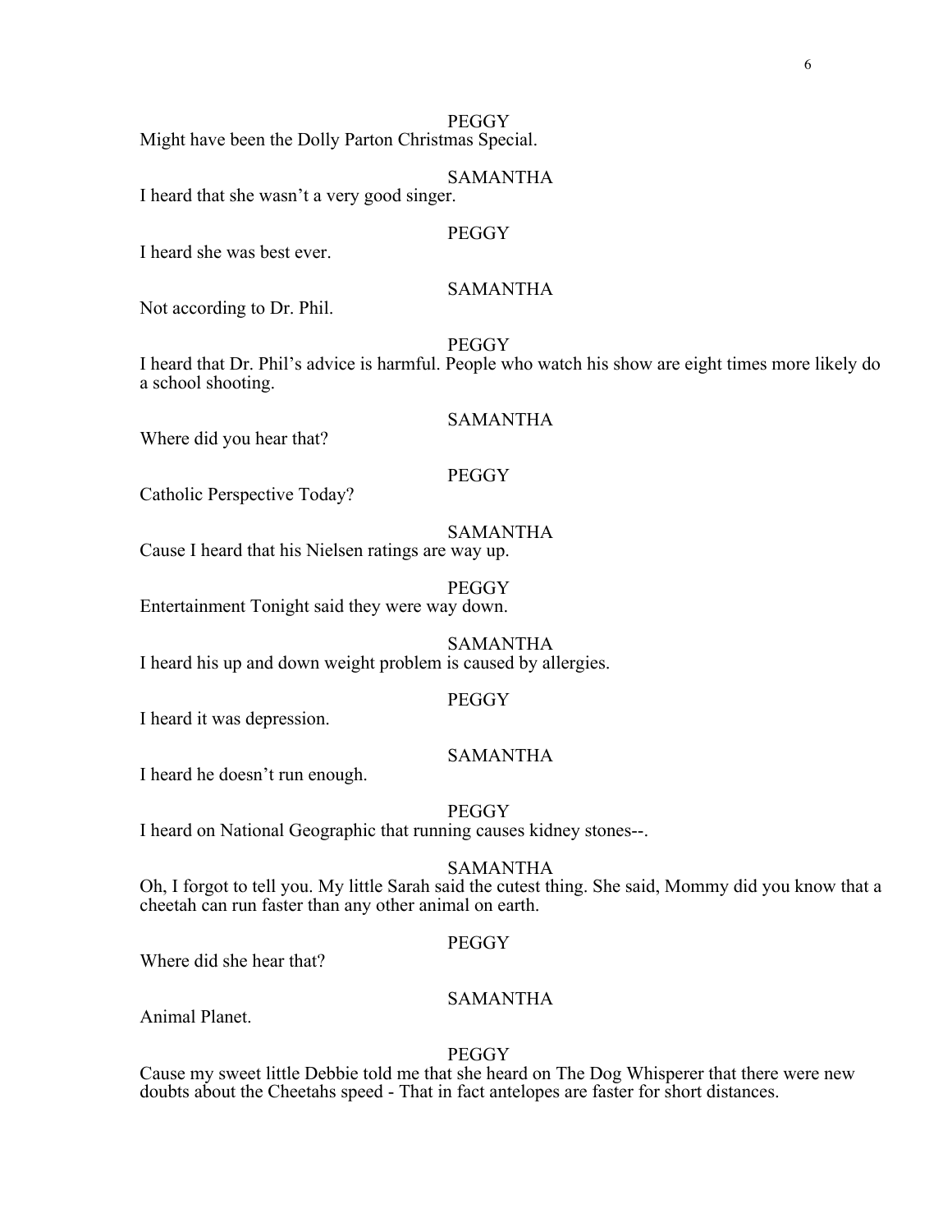PEGGY

Might have been the Dolly Parton Christmas Special.

SAMANTHA

I heard that she wasn't a very good singer.

PEGGY

I heard she was best ever.

SAMANTHA

Not according to Dr. Phil.

PEGGY

I heard that Dr. Phil's advice is harmful. People who watch his show are eight times more likely do a school shooting.

SAMANTHA

Where did you hear that?

PEGGY

Catholic Perspective Today?

SAMANTHA

Cause I heard that his Nielsen ratings are way up.

PEGGY

Entertainment Tonight said they were way down.

SAMANTHA

I heard his up and down weight problem is caused by allergies.

PEGGY

I heard it was depression.

SAMANTHA

I heard he doesn't run enough.

PEGGY

I heard on National Geographic that running causes kidney stones--.

SAMANTHA

Oh, I forgot to tell you. My little Sarah said the cutest thing. She said, Mommy did you know that a cheetah can run faster than any other animal on earth.

PEGGY

Where did she hear that?

SAMANTHA

Animal Planet.

PEGGY

Cause my sweet little Debbie told me that she heard on The Dog Whisperer that there were new doubts about the Cheetahs speed - That in fact antelopes are faster for short distances.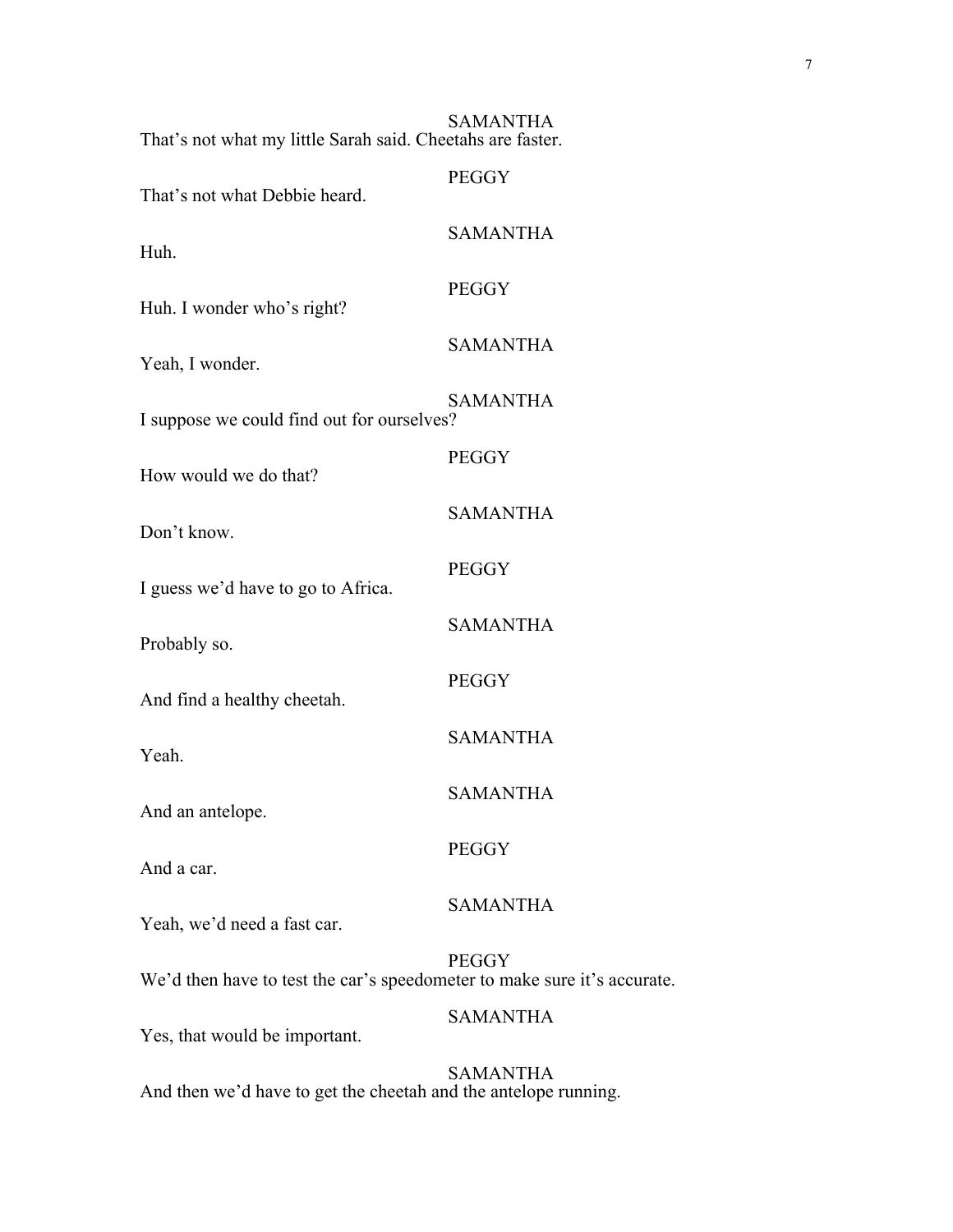SAMANTHA
That's not what my little Sarah said. Cheetahs are faster.

PEGGY
That's not what Debbie heard.

SAMANTHA
Huh.

PEGGY
Huh. I wonder who's right?

SAMANTHA
Yeah, I wonder.

SAMANTHA
I suppose we could find out for ourselves?

PEGGY
How would we do that?

SAMANTHA
Don't know.

PEGGY
I guess we'd have to go to Africa.

SAMANTHA
Probably so.

PEGGY
And find a healthy cheetah.

SAMANTHA
Yeah.

SAMANTHA
And an antelope.

PEGGY
And a car.

SAMANTHA
Yeah, we'd need a fast car.

PEGGY
We'd then have to test the car's speedometer to make sure it's accurate.

SAMANTHA
Yes, that would be important.

SAMANTHA
And then we'd have to get the cheetah and the antelope running.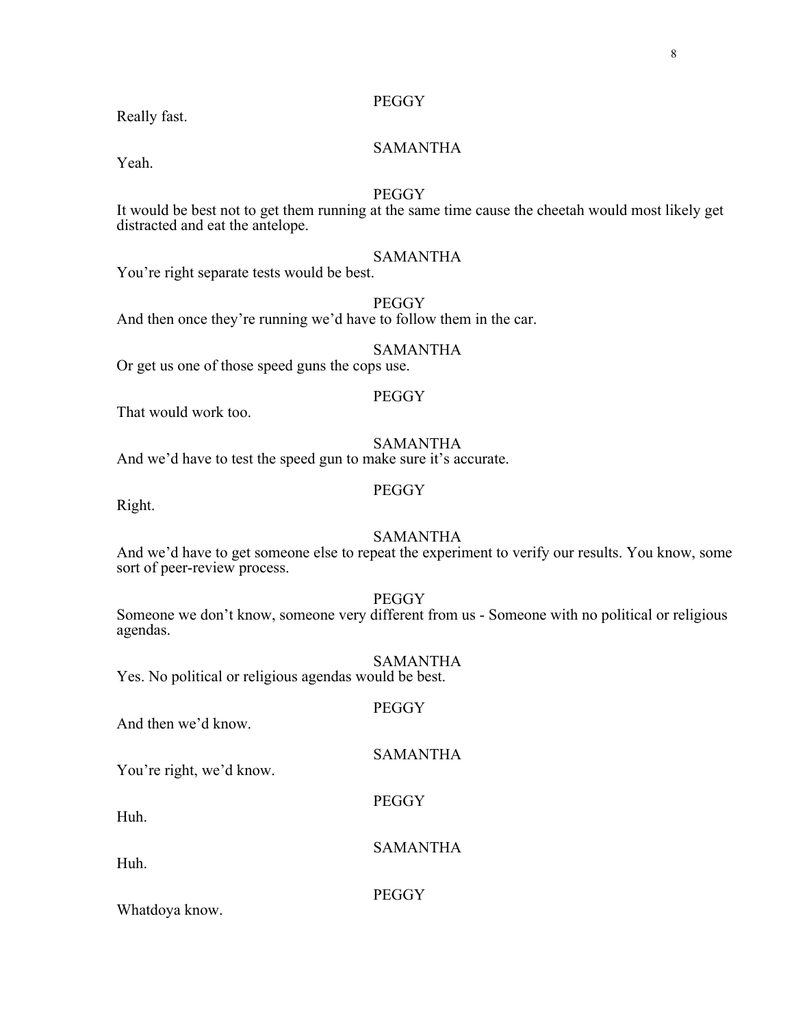PEGGY

Really fast.

SAMANTHA

Yeah.

PEGGY

It would be best not to get them running at the same time cause the cheetah would most likely get distracted and eat the antelope.

SAMANTHA

You're right separate tests would be best.

PEGGY

And then once they're running we'd have to follow them in the car.

SAMANTHA

Or get us one of those speed guns the cops use.

PEGGY

That would work too.

SAMANTHA

And we'd have to test the speed gun to make sure it's accurate.

PEGGY

Right.

SAMANTHA

And we'd have to get someone else to repeat the experiment to verify our results. You know, some sort of peer-review process.

PEGGY

Someone we don't know, someone very different from us - Someone with no political or religious agendas.

SAMANTHA

Yes. No political or religious agendas would be best.

PEGGY

And then we'd know.

SAMANTHA

You're right, we'd know.

PEGGY

Huh.

SAMANTHA

Huh.

PEGGY

Whatdoya know.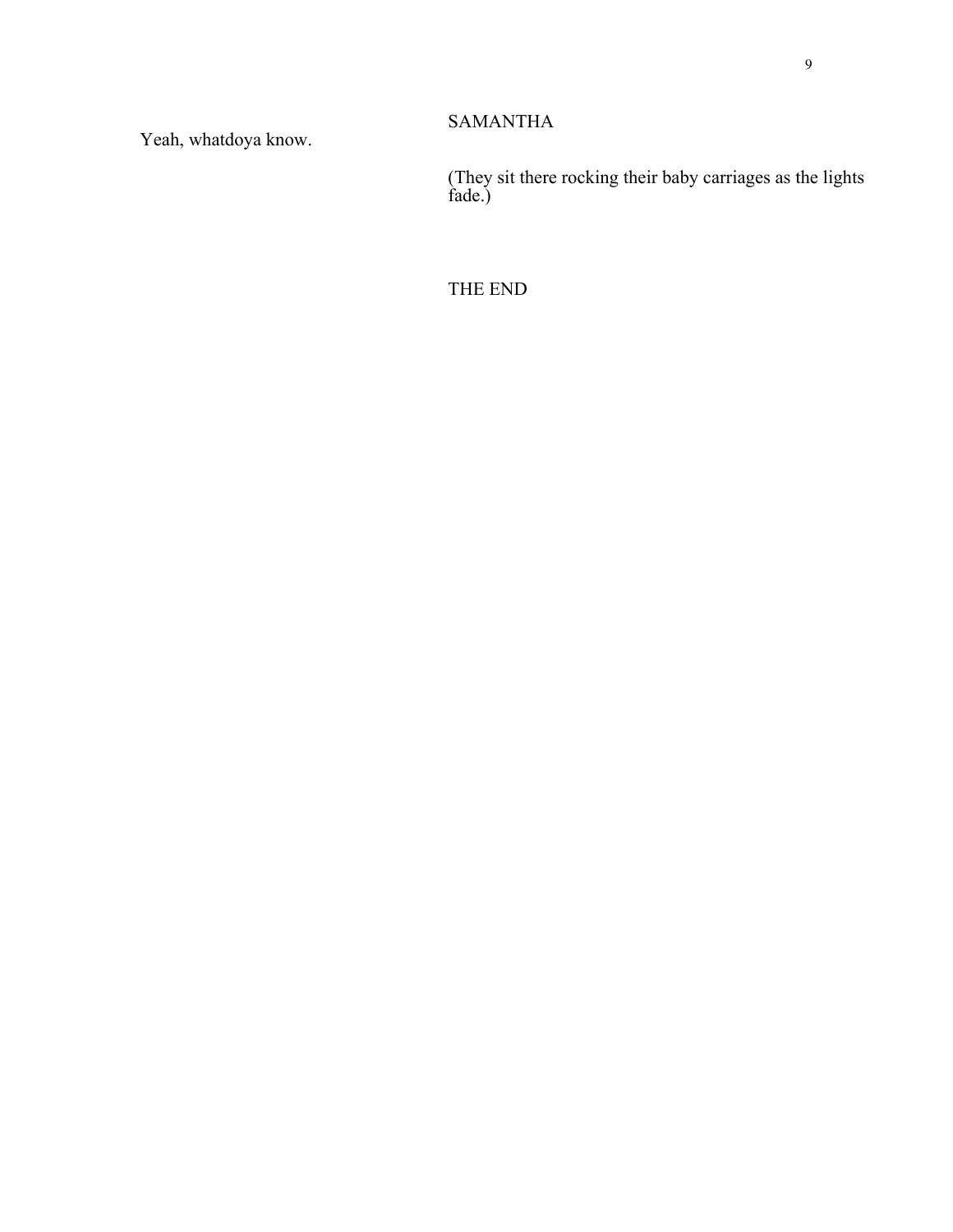SAMANTHA

Yeah, whatdoya know.

(They sit there rocking their baby carriages as the lights fade.)

THE END